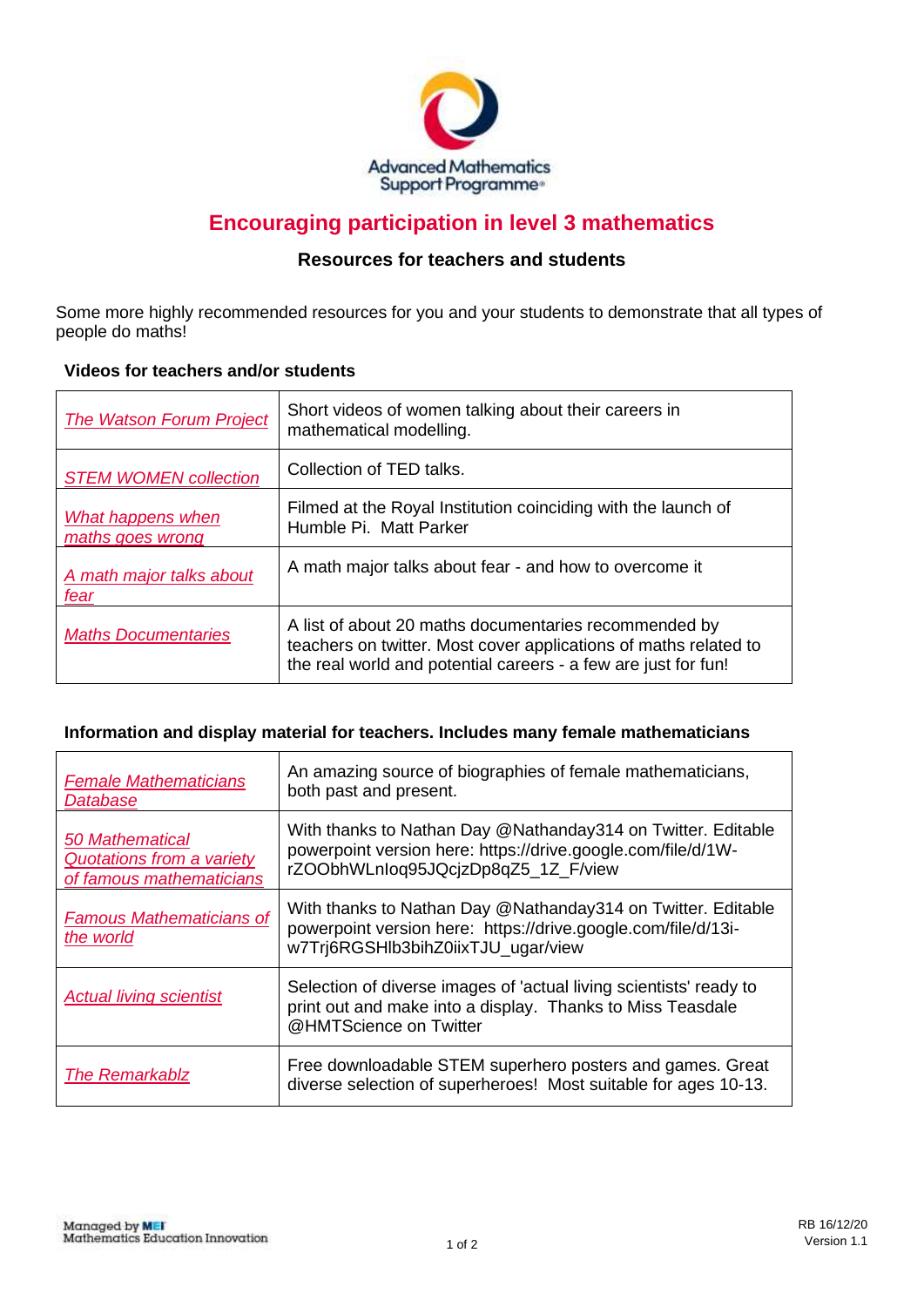Advanced Mathematics Support Programme

# Encouraging participation in level 3 mathematics

## Resources for teachers and students

Some more highly recommended resources for you and your students to demonstrate that all types of people do maths!

### Videos for teachers and/or students

| Resource | Description |
| --- | --- |
| *The Watson Forum Project* | Short videos of women talking about their careers in mathematical modelling. |
| *STEM WOMEN collection* | Collection of TED talks. |
| *What happens when maths goes wrong* | Filmed at the Royal Institution coinciding with the launch of Humble Pi. Matt Parker |
| *A math major talks about fear* | A math major talks about fear - and how to overcome it |
| *Maths Documentaries* | A list of about 20 maths documentaries recommended by teachers on twitter. Most cover applications of maths related to the real world and potential careers - a few are just for fun! |

### Information and display material for teachers. Includes many female mathematicians

| Resource | Description |
| --- | --- |
| *Female Mathematicians Database* | An amazing source of biographies of female mathematicians, both past and present. |
| *50 Mathematical Quotations from a variety of famous mathematicians* | With thanks to Nathan Day @Nathanday314 on Twitter. Editable powerpoint version here: https://drive.google.com/file/d/1W-rZOObhWLnIoq95JQcjzDp8qZ5_1Z_F/view |
| *Famous Mathematicians of the world* | With thanks to Nathan Day @Nathanday314 on Twitter. Editable powerpoint version here: https://drive.google.com/file/d/13i-w7Trj6RGSHlb3bihZ0iixTJU_ugar/view |
| *Actual living scientist* | Selection of diverse images of 'actual living scientists' ready to print out and make into a display. Thanks to Miss Teasdale @HMTScience on Twitter |
| *The Remarkablz* | Free downloadable STEM superhero posters and games. Great diverse selection of superheroes! Most suitable for ages 10-13. |

Managed by MEI Mathematics Education Innovation

RB 16/12/20
Version 1.1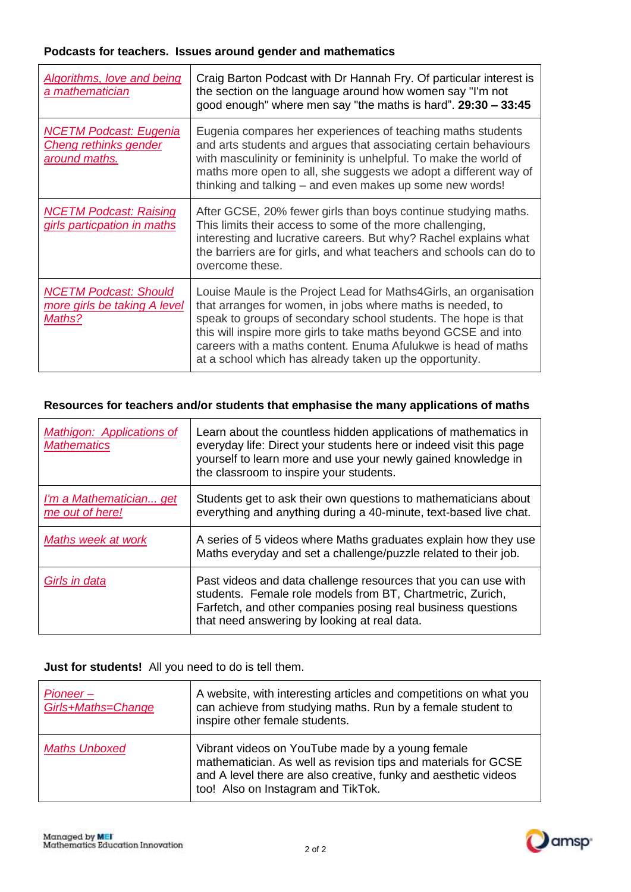**Podcasts for teachers. Issues around gender and mathematics**

| | |
|---|---|
| *Algorithms, love and being a mathematician* | Craig Barton Podcast with Dr Hannah Fry. Of particular interest is the section on the language around how women say "I'm not good enough" where men say "the maths is hard". **29:30 – 33:45** |
| *NCETM Podcast: Eugenia Cheng rethinks gender around maths.* | Eugenia compares her experiences of teaching maths students and arts students and argues that associating certain behaviours with masculinity or femininity is unhelpful. To make the world of maths more open to all, she suggests we adopt a different way of thinking and talking – and even makes up some new words! |
| *NCETM Podcast: Raising girls particpation in maths* | After GCSE, 20% fewer girls than boys continue studying maths. This limits their access to some of the more challenging, interesting and lucrative careers. But why? Rachel explains what the barriers are for girls, and what teachers and schools can do to overcome these. |
| *NCETM Podcast: Should more girls be taking A level Maths?* | Louise Maule is the Project Lead for Maths4Girls, an organisation that arranges for women, in jobs where maths is needed, to speak to groups of secondary school students. The hope is that this will inspire more girls to take maths beyond GCSE and into careers with a maths content. Enuma Afulukwe is head of maths at a school which has already taken up the opportunity. |

**Resources for teachers and/or students that emphasise the many applications of maths**

| | |
|---|---|
| *Mathigon: Applications of Mathematics* | Learn about the countless hidden applications of mathematics in everyday life: Direct your students here or indeed visit this page yourself to learn more and use your newly gained knowledge in the classroom to inspire your students. |
| *I'm a Mathematician... get me out of here!* | Students get to ask their own questions to mathematicians about everything and anything during a 40-minute, text-based live chat. |
| *Maths week at work* | A series of 5 videos where Maths graduates explain how they use Maths everyday and set a challenge/puzzle related to their job. |
| *Girls in data* | Past videos and data challenge resources that you can use with students. Female role models from BT, Chartmetric, Zurich, Farfetch, and other companies posing real business questions that need answering by looking at real data. |

**Just for students!** All you need to do is tell them.

| | |
|---|---|
| *Pioneer – Girls+Maths=Change* | A website, with interesting articles and competitions on what you can achieve from studying maths. Run by a female student to inspire other female students. |
| *Maths Unboxed* | Vibrant videos on YouTube made by a young female mathematician. As well as revision tips and materials for GCSE and A level there are also creative, funky and aesthetic videos too! Also on Instagram and TikTok. |

Managed by MEI
Mathematics Education Innovation

amsp